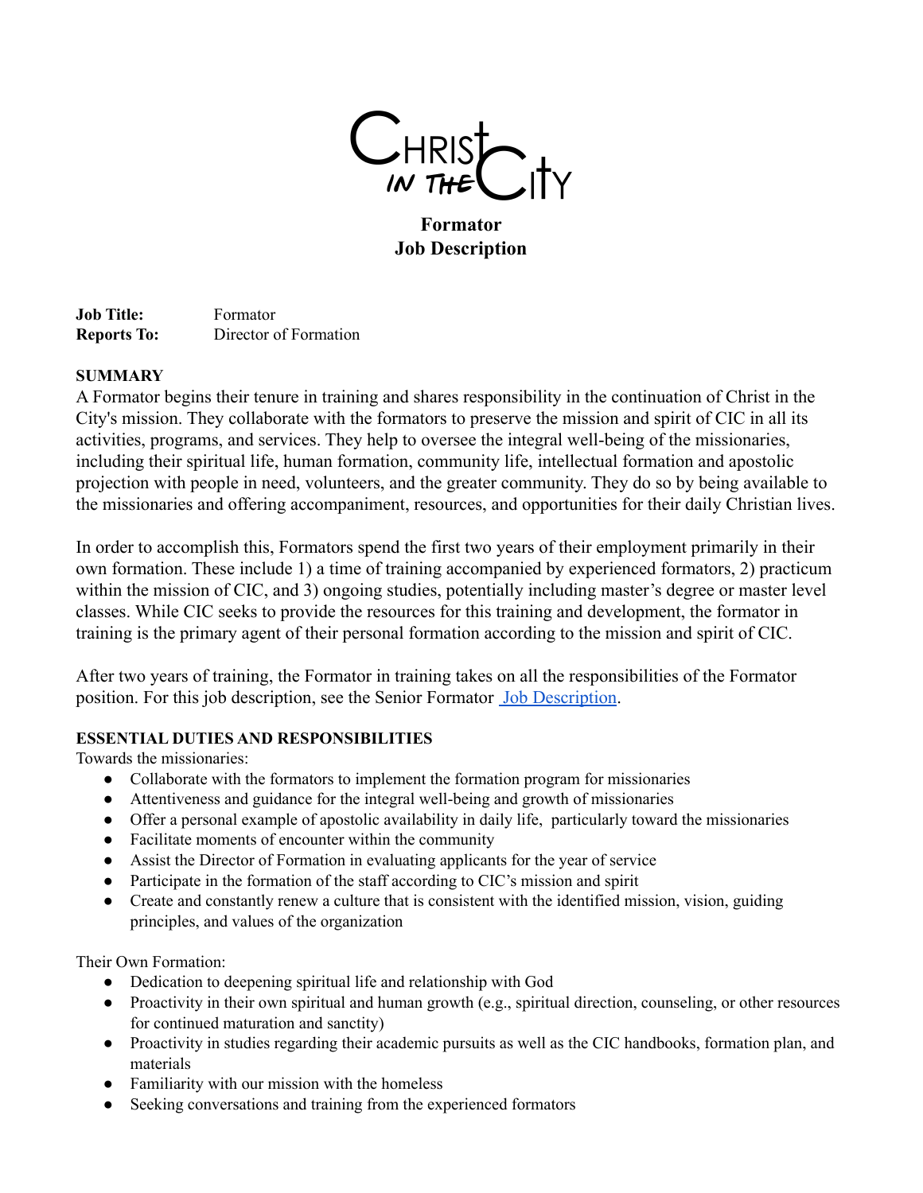CHRIST IN THE CITY

# Formator
# Job Description

**Job Title:** Formator
**Reports To:** Director of Formation

**SUMMARY**

A Formator begins their tenure in training and shares responsibility in the continuation of Christ in the City's mission. They collaborate with the formators to preserve the mission and spirit of CIC in all its activities, programs, and services. They help to oversee the integral well-being of the missionaries, including their spiritual life, human formation, community life, intellectual formation and apostolic projection with people in need, volunteers, and the greater community. They do so by being available to the missionaries and offering accompaniment, resources, and opportunities for their daily Christian lives.

In order to accomplish this, Formators spend the first two years of their employment primarily in their own formation. These include 1) a time of training accompanied by experienced formators, 2) practicum within the mission of CIC, and 3) ongoing studies, potentially including master's degree or master level classes. While CIC seeks to provide the resources for this training and development, the formator in training is the primary agent of their personal formation according to the mission and spirit of CIC.

After two years of training, the Formator in training takes on all the responsibilities of the Formator position. For this job description, see the Senior Formator Job Description.

**ESSENTIAL DUTIES AND RESPONSIBILITIES**

Towards the missionaries:

- Collaborate with the formators to implement the formation program for missionaries
- Attentiveness and guidance for the integral well-being and growth of missionaries
- Offer a personal example of apostolic availability in daily life, particularly toward the missionaries
- Facilitate moments of encounter within the community
- Assist the Director of Formation in evaluating applicants for the year of service
- Participate in the formation of the staff according to CIC's mission and spirit
- Create and constantly renew a culture that is consistent with the identified mission, vision, guiding principles, and values of the organization

Their Own Formation:

- Dedication to deepening spiritual life and relationship with God
- Proactivity in their own spiritual and human growth (e.g., spiritual direction, counseling, or other resources for continued maturation and sanctity)
- Proactivity in studies regarding their academic pursuits as well as the CIC handbooks, formation plan, and materials
- Familiarity with our mission with the homeless
- Seeking conversations and training from the experienced formators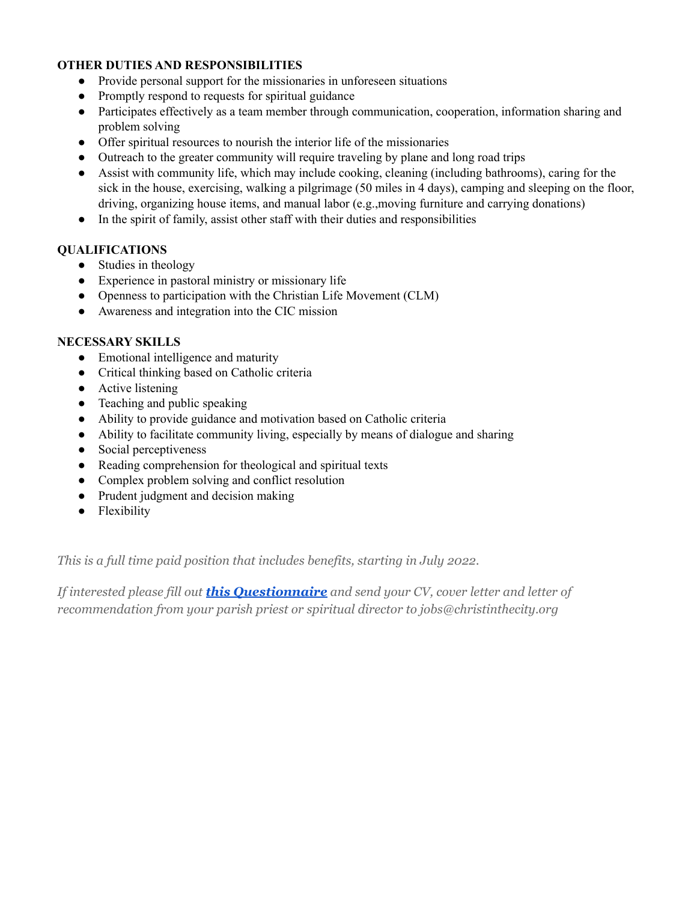**OTHER DUTIES AND RESPONSIBILITIES**

- Provide personal support for the missionaries in unforeseen situations
- Promptly respond to requests for spiritual guidance
- Participates effectively as a team member through communication, cooperation, information sharing and problem solving
- Offer spiritual resources to nourish the interior life of the missionaries
- Outreach to the greater community will require traveling by plane and long road trips
- Assist with community life, which may include cooking, cleaning (including bathrooms), caring for the sick in the house, exercising, walking a pilgrimage (50 miles in 4 days), camping and sleeping on the floor, driving, organizing house items, and manual labor (e.g.,moving furniture and carrying donations)
- In the spirit of family, assist other staff with their duties and responsibilities

**QUALIFICATIONS**

- Studies in theology
- Experience in pastoral ministry or missionary life
- Openness to participation with the Christian Life Movement (CLM)
- Awareness and integration into the CIC mission

**NECESSARY SKILLS**

- Emotional intelligence and maturity
- Critical thinking based on Catholic criteria
- Active listening
- Teaching and public speaking
- Ability to provide guidance and motivation based on Catholic criteria
- Ability to facilitate community living, especially by means of dialogue and sharing
- Social perceptiveness
- Reading comprehension for theological and spiritual texts
- Complex problem solving and conflict resolution
- Prudent judgment and decision making
- Flexibility

*This is a full time paid position that includes benefits, starting in July 2022.*

*If interested please fill out **this Questionnaire** and send your CV, cover letter and letter of recommendation from your parish priest or spiritual director to jobs@christinthecity.org*